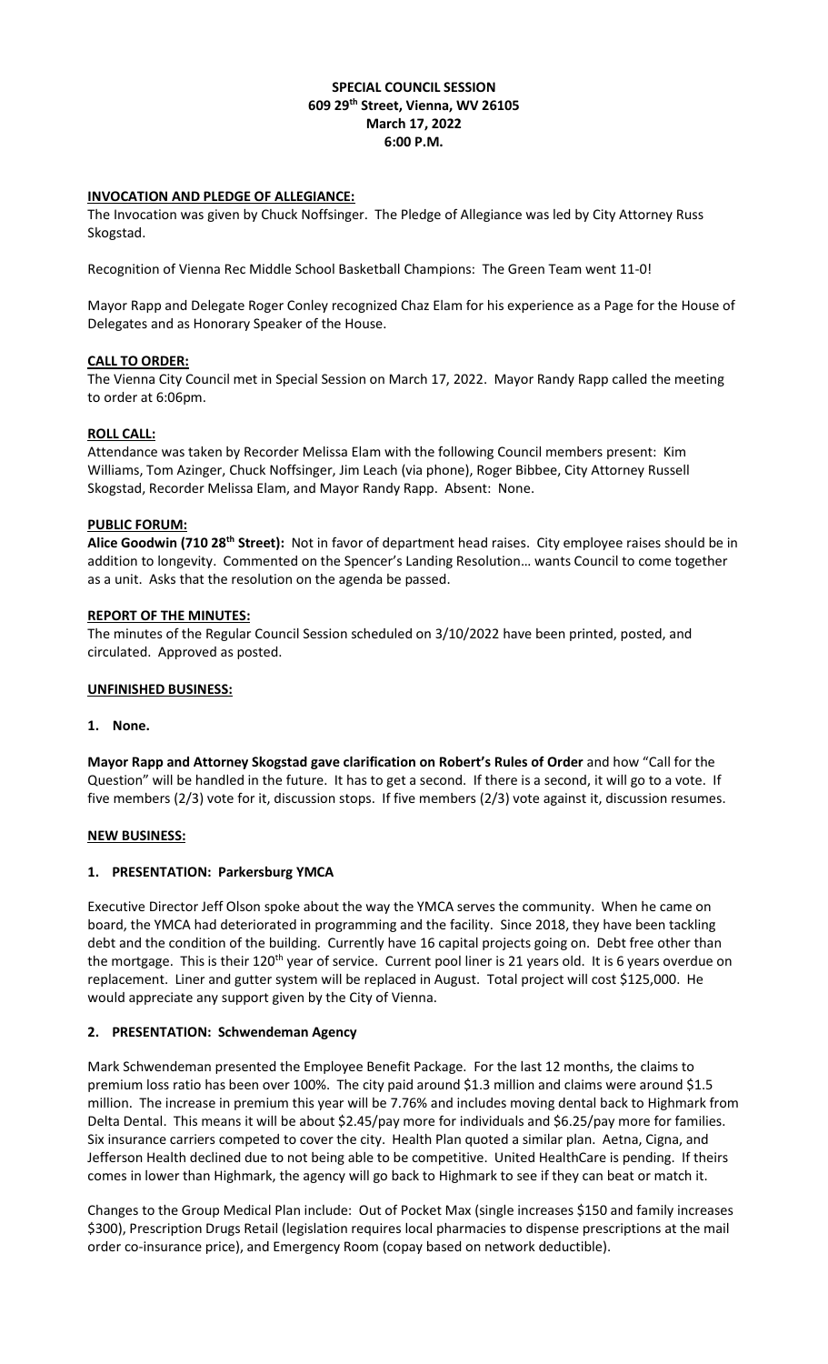**SPECIAL COUNCIL SESSION**
**609 29th Street, Vienna, WV 26105**
**March 17, 2022**
**6:00 P.M.**

**INVOCATION AND PLEDGE OF ALLEGIANCE:**

The Invocation was given by Chuck Noffsinger. The Pledge of Allegiance was led by City Attorney Russ Skogstad.

Recognition of Vienna Rec Middle School Basketball Champions: The Green Team went 11-0!

Mayor Rapp and Delegate Roger Conley recognized Chaz Elam for his experience as a Page for the House of Delegates and as Honorary Speaker of the House.

**CALL TO ORDER:**

The Vienna City Council met in Special Session on March 17, 2022. Mayor Randy Rapp called the meeting to order at 6:06pm.

**ROLL CALL:**

Attendance was taken by Recorder Melissa Elam with the following Council members present: Kim Williams, Tom Azinger, Chuck Noffsinger, Jim Leach (via phone), Roger Bibbee, City Attorney Russell Skogstad, Recorder Melissa Elam, and Mayor Randy Rapp. Absent: None.

**PUBLIC FORUM:**

**Alice Goodwin (710 28th Street):** Not in favor of department head raises. City employee raises should be in addition to longevity. Commented on the Spencer's Landing Resolution… wants Council to come together as a unit. Asks that the resolution on the agenda be passed.

**REPORT OF THE MINUTES:**

The minutes of the Regular Council Session scheduled on 3/10/2022 have been printed, posted, and circulated. Approved as posted.

**UNFINISHED BUSINESS:**

**1. None.**

**Mayor Rapp and Attorney Skogstad gave clarification on Robert's Rules of Order** and how "Call for the Question" will be handled in the future. It has to get a second. If there is a second, it will go to a vote. If five members (2/3) vote for it, discussion stops. If five members (2/3) vote against it, discussion resumes.

**NEW BUSINESS:**

**1. PRESENTATION: Parkersburg YMCA**

Executive Director Jeff Olson spoke about the way the YMCA serves the community. When he came on board, the YMCA had deteriorated in programming and the facility. Since 2018, they have been tackling debt and the condition of the building. Currently have 16 capital projects going on. Debt free other than the mortgage. This is their 120th year of service. Current pool liner is 21 years old. It is 6 years overdue on replacement. Liner and gutter system will be replaced in August. Total project will cost $125,000. He would appreciate any support given by the City of Vienna.

**2. PRESENTATION: Schwendeman Agency**

Mark Schwendeman presented the Employee Benefit Package. For the last 12 months, the claims to premium loss ratio has been over 100%. The city paid around $1.3 million and claims were around $1.5 million. The increase in premium this year will be 7.76% and includes moving dental back to Highmark from Delta Dental. This means it will be about $2.45/pay more for individuals and $6.25/pay more for families. Six insurance carriers competed to cover the city. Health Plan quoted a similar plan. Aetna, Cigna, and Jefferson Health declined due to not being able to be competitive. United HealthCare is pending. If theirs comes in lower than Highmark, the agency will go back to Highmark to see if they can beat or match it.

Changes to the Group Medical Plan include: Out of Pocket Max (single increases $150 and family increases $300), Prescription Drugs Retail (legislation requires local pharmacies to dispense prescriptions at the mail order co-insurance price), and Emergency Room (copay based on network deductible).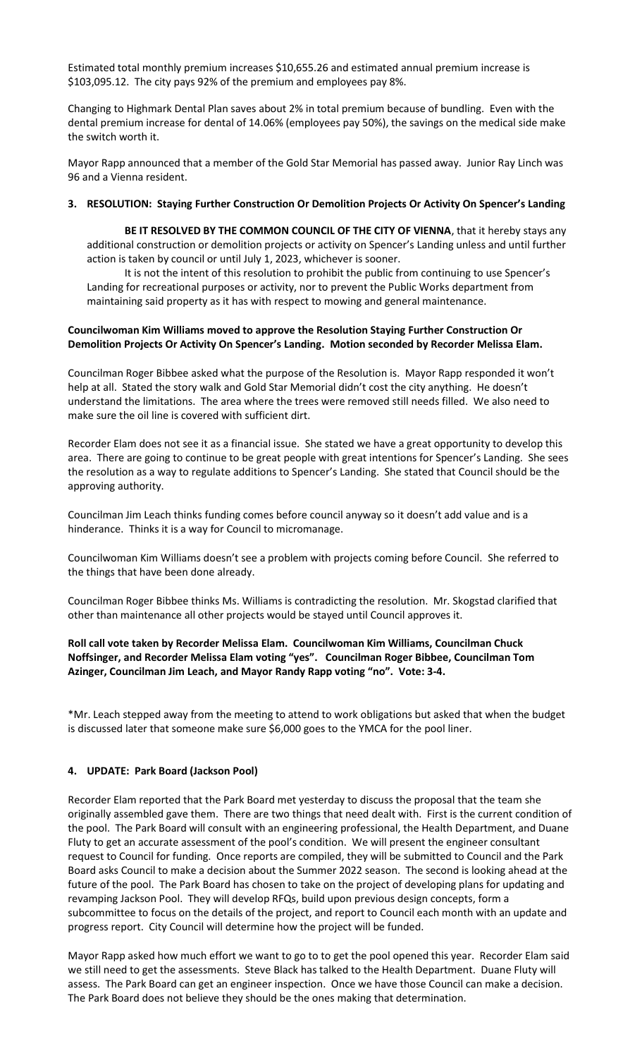Estimated total monthly premium increases $10,655.26 and estimated annual premium increase is $103,095.12. The city pays 92% of the premium and employees pay 8%.

Changing to Highmark Dental Plan saves about 2% in total premium because of bundling. Even with the dental premium increase for dental of 14.06% (employees pay 50%), the savings on the medical side make the switch worth it.

Mayor Rapp announced that a member of the Gold Star Memorial has passed away. Junior Ray Linch was 96 and a Vienna resident.

### 3. RESOLUTION: Staying Further Construction Or Demolition Projects Or Activity On Spencer's Landing

**BE IT RESOLVED BY THE COMMON COUNCIL OF THE CITY OF VIENNA**, that it hereby stays any additional construction or demolition projects or activity on Spencer's Landing unless and until further action is taken by council or until July 1, 2023, whichever is sooner.

It is not the intent of this resolution to prohibit the public from continuing to use Spencer's Landing for recreational purposes or activity, nor to prevent the Public Works department from maintaining said property as it has with respect to mowing and general maintenance.

**Councilwoman Kim Williams moved to approve the Resolution Staying Further Construction Or Demolition Projects Or Activity On Spencer's Landing. Motion seconded by Recorder Melissa Elam.**

Councilman Roger Bibbee asked what the purpose of the Resolution is. Mayor Rapp responded it won't help at all. Stated the story walk and Gold Star Memorial didn't cost the city anything. He doesn't understand the limitations. The area where the trees were removed still needs filled. We also need to make sure the oil line is covered with sufficient dirt.

Recorder Elam does not see it as a financial issue. She stated we have a great opportunity to develop this area. There are going to continue to be great people with great intentions for Spencer's Landing. She sees the resolution as a way to regulate additions to Spencer's Landing. She stated that Council should be the approving authority.

Councilman Jim Leach thinks funding comes before council anyway so it doesn't add value and is a hinderance. Thinks it is a way for Council to micromanage.

Councilwoman Kim Williams doesn't see a problem with projects coming before Council. She referred to the things that have been done already.

Councilman Roger Bibbee thinks Ms. Williams is contradicting the resolution. Mr. Skogstad clarified that other than maintenance all other projects would be stayed until Council approves it.

**Roll call vote taken by Recorder Melissa Elam. Councilwoman Kim Williams, Councilman Chuck Noffsinger, and Recorder Melissa Elam voting "yes". Councilman Roger Bibbee, Councilman Tom Azinger, Councilman Jim Leach, and Mayor Randy Rapp voting "no". Vote: 3-4.**

*Mr. Leach stepped away from the meeting to attend to work obligations but asked that when the budget is discussed later that someone make sure $6,000 goes to the YMCA for the pool liner.

### 4. UPDATE: Park Board (Jackson Pool)

Recorder Elam reported that the Park Board met yesterday to discuss the proposal that the team she originally assembled gave them. There are two things that need dealt with. First is the current condition of the pool. The Park Board will consult with an engineering professional, the Health Department, and Duane Fluty to get an accurate assessment of the pool's condition. We will present the engineer consultant request to Council for funding. Once reports are compiled, they will be submitted to Council and the Park Board asks Council to make a decision about the Summer 2022 season. The second is looking ahead at the future of the pool. The Park Board has chosen to take on the project of developing plans for updating and revamping Jackson Pool. They will develop RFQs, build upon previous design concepts, form a subcommittee to focus on the details of the project, and report to Council each month with an update and progress report. City Council will determine how the project will be funded.

Mayor Rapp asked how much effort we want to go to to get the pool opened this year. Recorder Elam said we still need to get the assessments. Steve Black has talked to the Health Department. Duane Fluty will assess. The Park Board can get an engineer inspection. Once we have those Council can make a decision. The Park Board does not believe they should be the ones making that determination.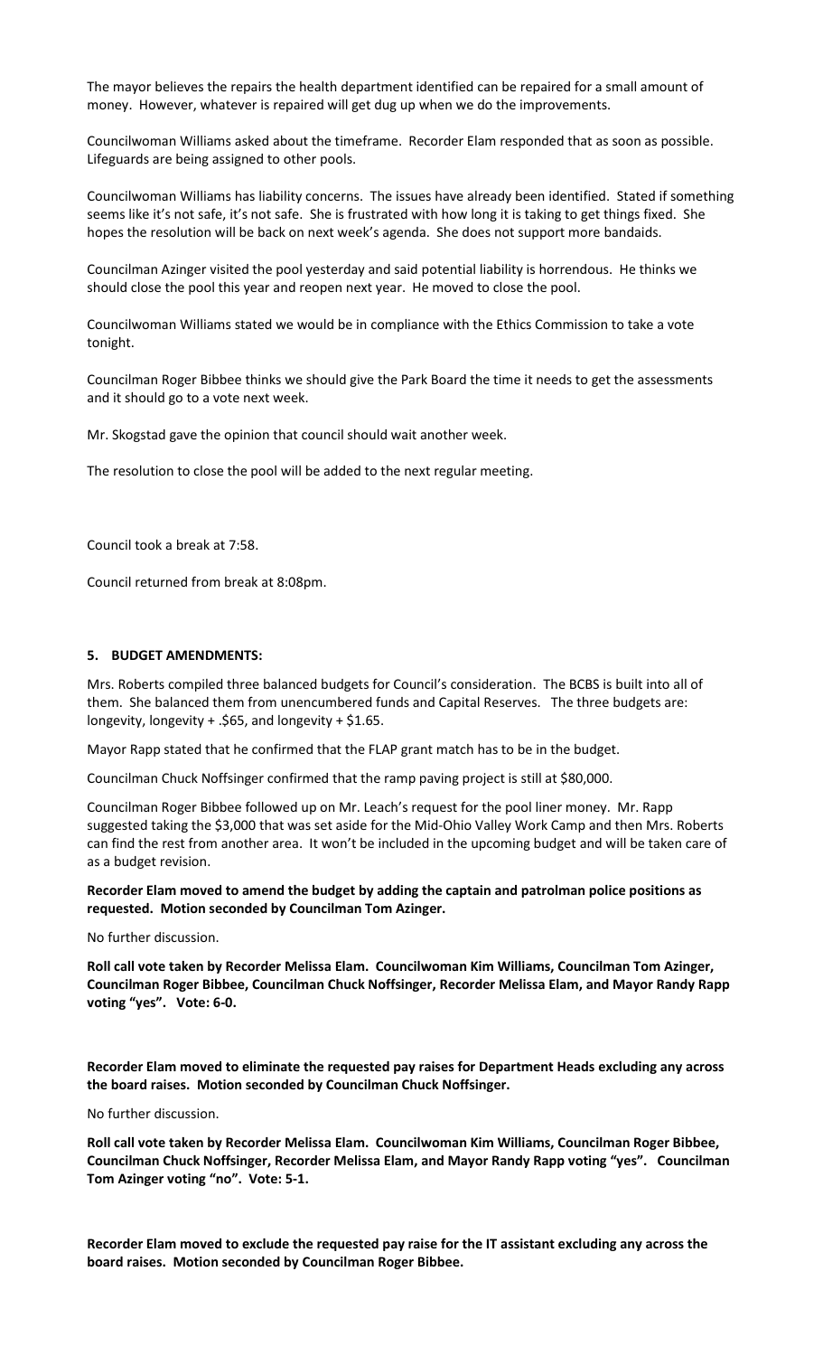The mayor believes the repairs the health department identified can be repaired for a small amount of money. However, whatever is repaired will get dug up when we do the improvements.

Councilwoman Williams asked about the timeframe. Recorder Elam responded that as soon as possible. Lifeguards are being assigned to other pools.

Councilwoman Williams has liability concerns. The issues have already been identified. Stated if something seems like it's not safe, it's not safe. She is frustrated with how long it is taking to get things fixed. She hopes the resolution will be back on next week's agenda. She does not support more bandaids.

Councilman Azinger visited the pool yesterday and said potential liability is horrendous. He thinks we should close the pool this year and reopen next year. He moved to close the pool.

Councilwoman Williams stated we would be in compliance with the Ethics Commission to take a vote tonight.

Councilman Roger Bibbee thinks we should give the Park Board the time it needs to get the assessments and it should go to a vote next week.

Mr. Skogstad gave the opinion that council should wait another week.

The resolution to close the pool will be added to the next regular meeting.

Council took a break at 7:58.

Council returned from break at 8:08pm.

**5. BUDGET AMENDMENTS:**

Mrs. Roberts compiled three balanced budgets for Council's consideration. The BCBS is built into all of them. She balanced them from unencumbered funds and Capital Reserves. The three budgets are: longevity, longevity + .$65, and longevity + $1.65.

Mayor Rapp stated that he confirmed that the FLAP grant match has to be in the budget.

Councilman Chuck Noffsinger confirmed that the ramp paving project is still at $80,000.

Councilman Roger Bibbee followed up on Mr. Leach's request for the pool liner money. Mr. Rapp suggested taking the $3,000 that was set aside for the Mid-Ohio Valley Work Camp and then Mrs. Roberts can find the rest from another area. It won't be included in the upcoming budget and will be taken care of as a budget revision.

**Recorder Elam moved to amend the budget by adding the captain and patrolman police positions as requested. Motion seconded by Councilman Tom Azinger.**

No further discussion.

**Roll call vote taken by Recorder Melissa Elam. Councilwoman Kim Williams, Councilman Tom Azinger, Councilman Roger Bibbee, Councilman Chuck Noffsinger, Recorder Melissa Elam, and Mayor Randy Rapp voting "yes". Vote: 6-0.**

**Recorder Elam moved to eliminate the requested pay raises for Department Heads excluding any across the board raises. Motion seconded by Councilman Chuck Noffsinger.**

No further discussion.

**Roll call vote taken by Recorder Melissa Elam. Councilwoman Kim Williams, Councilman Roger Bibbee, Councilman Chuck Noffsinger, Recorder Melissa Elam, and Mayor Randy Rapp voting "yes". Councilman Tom Azinger voting "no". Vote: 5-1.**

**Recorder Elam moved to exclude the requested pay raise for the IT assistant excluding any across the board raises. Motion seconded by Councilman Roger Bibbee.**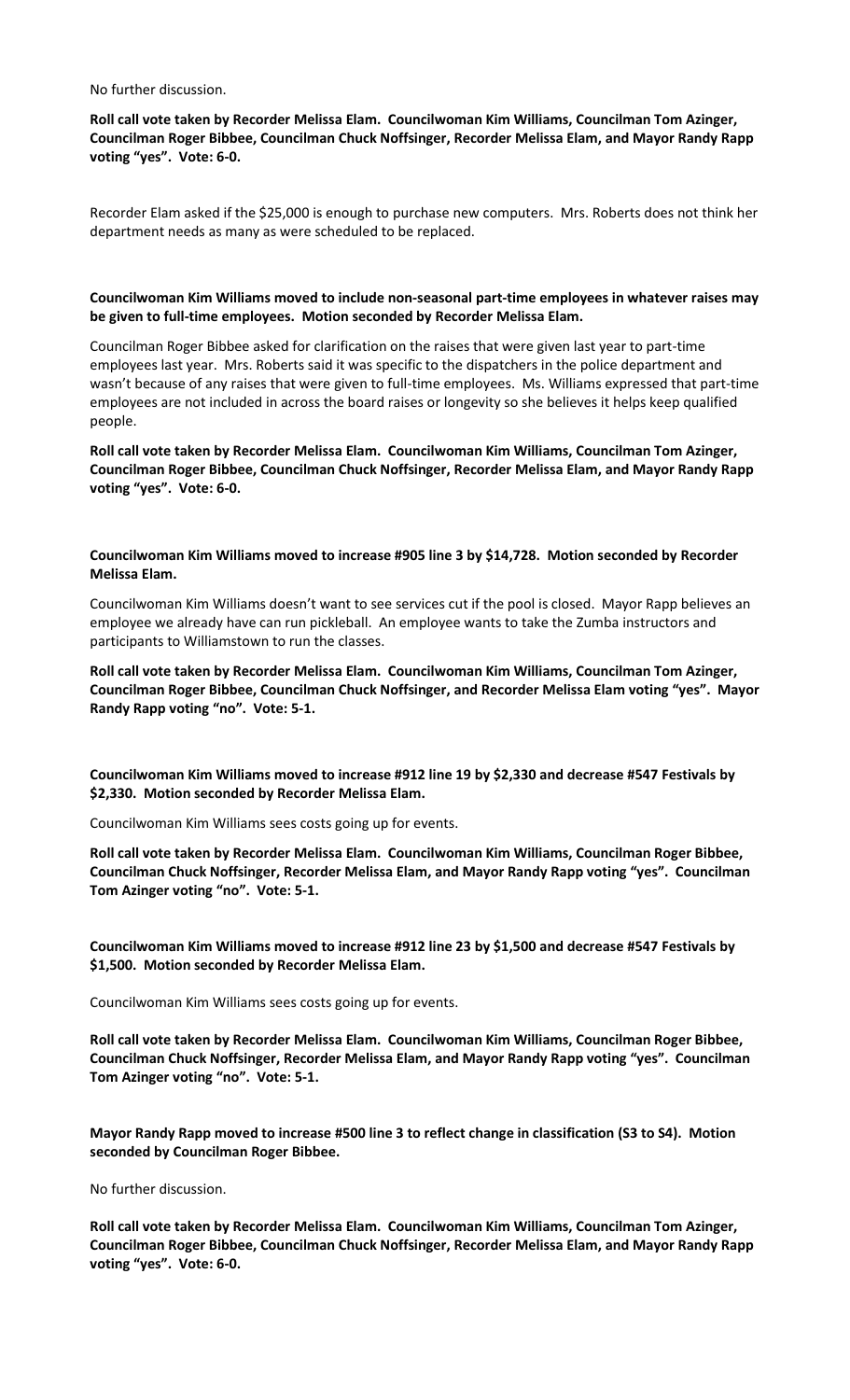No further discussion.

**Roll call vote taken by Recorder Melissa Elam. Councilwoman Kim Williams, Councilman Tom Azinger, Councilman Roger Bibbee, Councilman Chuck Noffsinger, Recorder Melissa Elam, and Mayor Randy Rapp voting "yes". Vote: 6-0.**

Recorder Elam asked if the $25,000 is enough to purchase new computers. Mrs. Roberts does not think her department needs as many as were scheduled to be replaced.

**Councilwoman Kim Williams moved to include non-seasonal part-time employees in whatever raises may be given to full-time employees. Motion seconded by Recorder Melissa Elam.**

Councilman Roger Bibbee asked for clarification on the raises that were given last year to part-time employees last year. Mrs. Roberts said it was specific to the dispatchers in the police department and wasn't because of any raises that were given to full-time employees. Ms. Williams expressed that part-time employees are not included in across the board raises or longevity so she believes it helps keep qualified people.

**Roll call vote taken by Recorder Melissa Elam. Councilwoman Kim Williams, Councilman Tom Azinger, Councilman Roger Bibbee, Councilman Chuck Noffsinger, Recorder Melissa Elam, and Mayor Randy Rapp voting "yes". Vote: 6-0.**

**Councilwoman Kim Williams moved to increase #905 line 3 by $14,728. Motion seconded by Recorder Melissa Elam.**

Councilwoman Kim Williams doesn't want to see services cut if the pool is closed. Mayor Rapp believes an employee we already have can run pickleball. An employee wants to take the Zumba instructors and participants to Williamstown to run the classes.

**Roll call vote taken by Recorder Melissa Elam. Councilwoman Kim Williams, Councilman Tom Azinger, Councilman Roger Bibbee, Councilman Chuck Noffsinger, and Recorder Melissa Elam voting "yes". Mayor Randy Rapp voting "no". Vote: 5-1.**

**Councilwoman Kim Williams moved to increase #912 line 19 by $2,330 and decrease #547 Festivals by $2,330. Motion seconded by Recorder Melissa Elam.**

Councilwoman Kim Williams sees costs going up for events.

**Roll call vote taken by Recorder Melissa Elam. Councilwoman Kim Williams, Councilman Roger Bibbee, Councilman Chuck Noffsinger, Recorder Melissa Elam, and Mayor Randy Rapp voting "yes". Councilman Tom Azinger voting "no". Vote: 5-1.**

**Councilwoman Kim Williams moved to increase #912 line 23 by $1,500 and decrease #547 Festivals by $1,500. Motion seconded by Recorder Melissa Elam.**

Councilwoman Kim Williams sees costs going up for events.

**Roll call vote taken by Recorder Melissa Elam. Councilwoman Kim Williams, Councilman Roger Bibbee, Councilman Chuck Noffsinger, Recorder Melissa Elam, and Mayor Randy Rapp voting "yes". Councilman Tom Azinger voting "no". Vote: 5-1.**

**Mayor Randy Rapp moved to increase #500 line 3 to reflect change in classification (S3 to S4). Motion seconded by Councilman Roger Bibbee.**

No further discussion.

**Roll call vote taken by Recorder Melissa Elam. Councilwoman Kim Williams, Councilman Tom Azinger, Councilman Roger Bibbee, Councilman Chuck Noffsinger, Recorder Melissa Elam, and Mayor Randy Rapp voting "yes". Vote: 6-0.**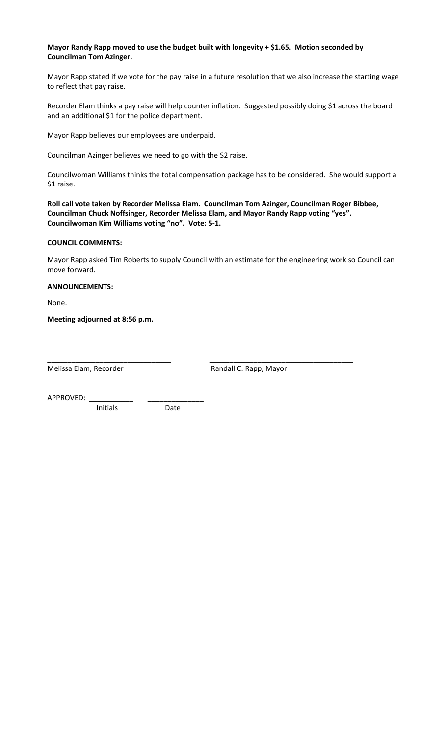**Mayor Randy Rapp moved to use the budget built with longevity + $1.65. Motion seconded by Councilman Tom Azinger.**

Mayor Rapp stated if we vote for the pay raise in a future resolution that we also increase the starting wage to reflect that pay raise.

Recorder Elam thinks a pay raise will help counter inflation. Suggested possibly doing $1 across the board and an additional $1 for the police department.

Mayor Rapp believes our employees are underpaid.

Councilman Azinger believes we need to go with the $2 raise.

Councilwoman Williams thinks the total compensation package has to be considered. She would support a $1 raise.

**Roll call vote taken by Recorder Melissa Elam. Councilman Tom Azinger, Councilman Roger Bibbee, Councilman Chuck Noffsinger, Recorder Melissa Elam, and Mayor Randy Rapp voting "yes". Councilwoman Kim Williams voting "no". Vote: 5-1.**

**COUNCIL COMMENTS:**

Mayor Rapp asked Tim Roberts to supply Council with an estimate for the engineering work so Council can move forward.

**ANNOUNCEMENTS:**

None.

**Meeting adjourned at 8:56 p.m.**

_______________________________ Melissa Elam, Recorder

_______________________________ Randall C. Rapp, Mayor

APPROVED: ___________ ______________
Initials Date